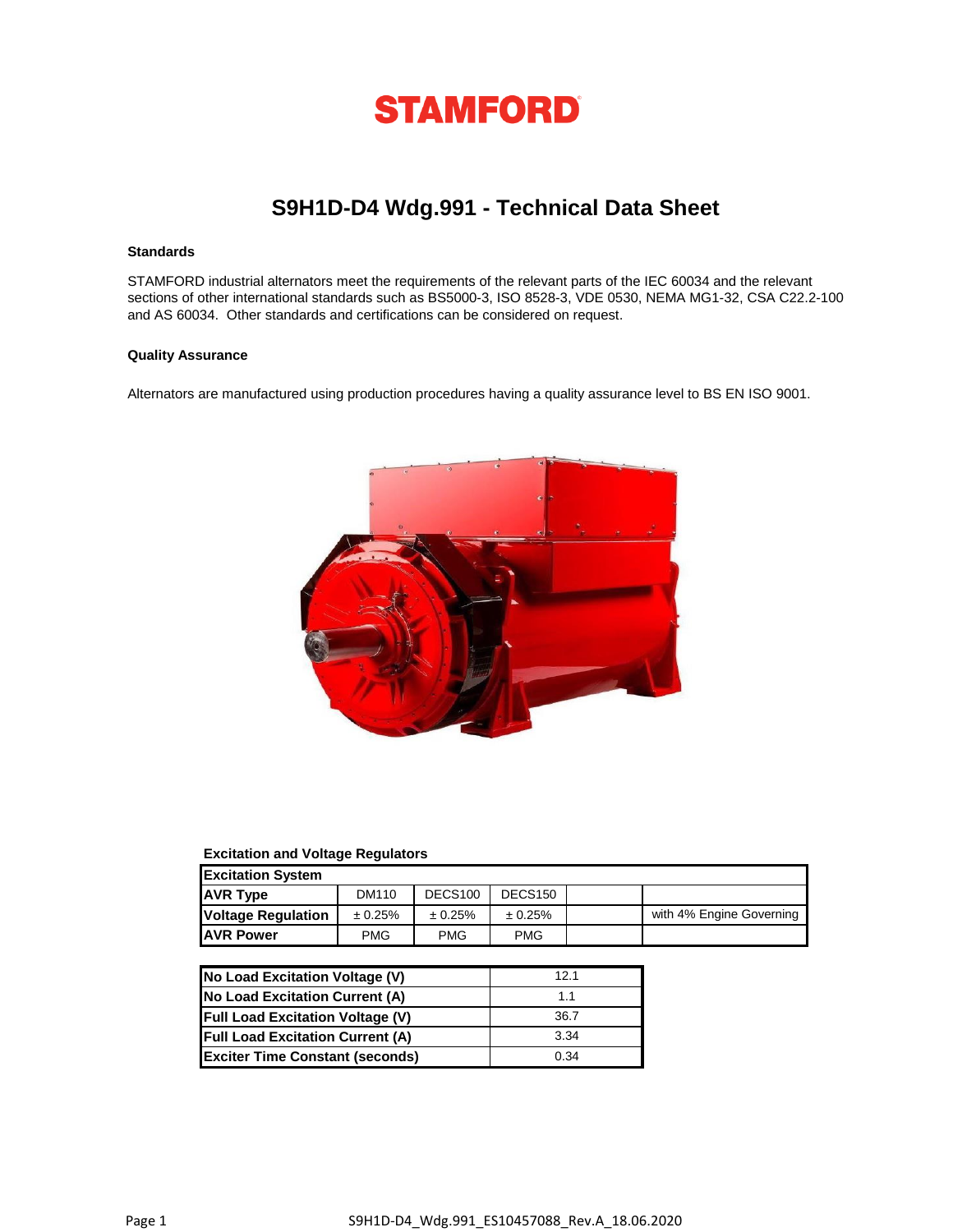# STAMFORD

## S9H1D-D4 Wdg.991 - Technical Data Sheet

### Standards

STAMFORD industrial alternators meet the requirements of the relevant parts of the IEC 60034 and the relevant sections of other international standards such as BS5000-3, ISO 8528-3, VDE 0530, NEMA MG1-32, CSA C22.2-100 and AS 60034. Other standards and certifications can be considered on request.

### Quality Assurance

Alternators are manufactured using production procedures having a quality assurance level to BS EN ISO 9001.

**Excitation and Voltage Regulators**

| Excitation System | | | | | |
|---|---|---|---|---|---|
| AVR Type | DM110 | DECS100 | DECS150 | | |
| Voltage Regulation | ± 0.25% | ± 0.25% | ± 0.25% | | with 4% Engine Governing |
| AVR Power | PMG | PMG | PMG | | |

| | |
|---|---|
| No Load Excitation Voltage (V) | 12.1 |
| No Load Excitation Current (A) | 1.1 |
| Full Load Excitation Voltage (V) | 36.7 |
| Full Load Excitation Current (A) | 3.34 |
| Exciter Time Constant (seconds) | 0.34 |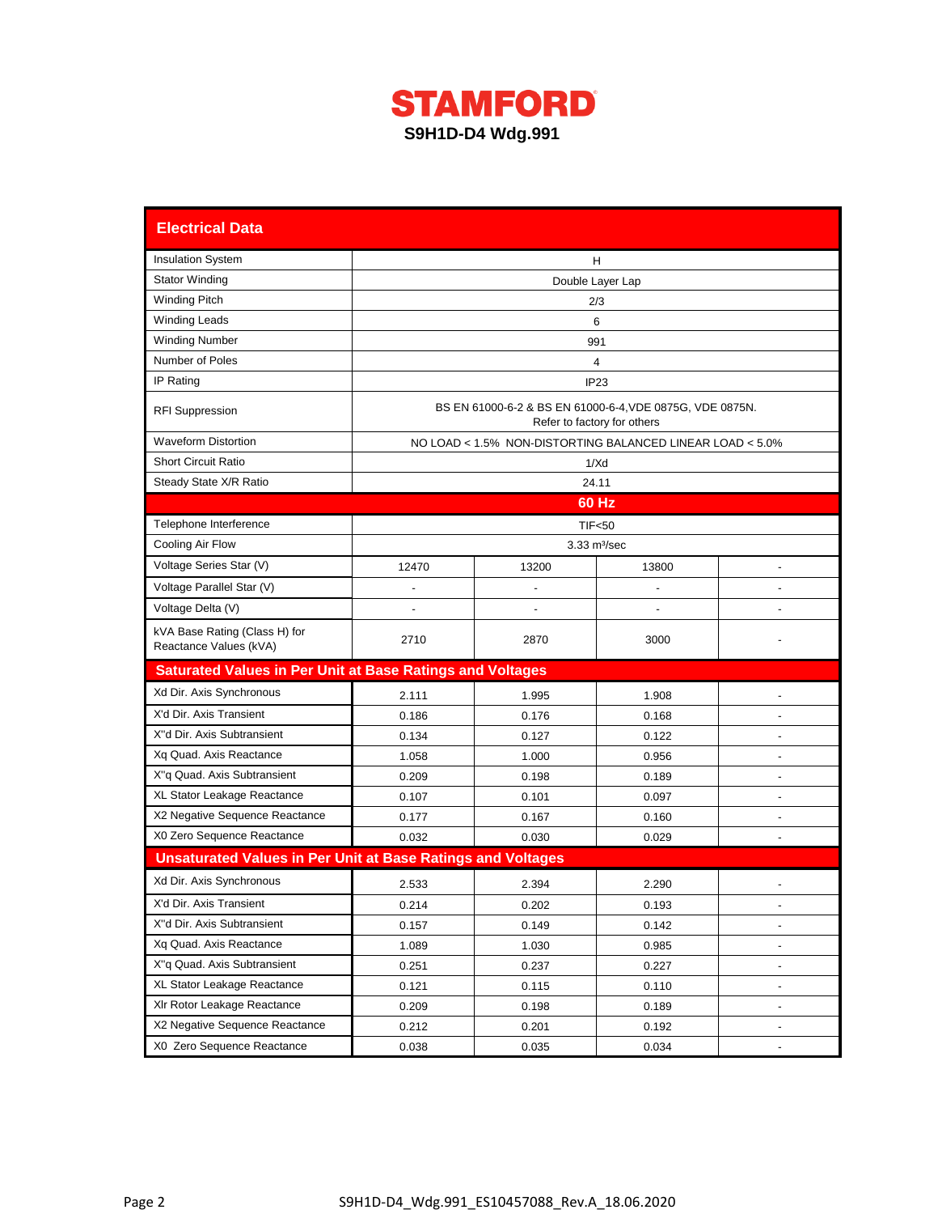# STAMFORD

## S9H1D-D4 Wdg.991

| Electrical Data | | | | |
|---|---|---|---|---|
| Insulation System | H | | | |
| Stator Winding | Double Layer Lap | | | |
| Winding Pitch | 2/3 | | | |
| Winding Leads | 6 | | | |
| Winding Number | 991 | | | |
| Number of Poles | 4 | | | |
| IP Rating | IP23 | | | |
| RFI Suppression | BS EN 61000-6-2 & BS EN 61000-6-4,VDE 0875G, VDE 0875N. Refer to factory for others | | | |
| Waveform Distortion | NO LOAD < 1.5% NON-DISTORTING BALANCED LINEAR LOAD < 5.0% | | | |
| Short Circuit Ratio | 1/Xd | | | |
| Steady State X/R Ratio | 24.11 | | | |
| | **60 Hz** | | | |
| Telephone Interference | TIF<50 | | | |
| Cooling Air Flow | 3.33 m³/sec | | | |
| Voltage Series Star (V) | 12470 | 13200 | 13800 | - |
| Voltage Parallel Star (V) | - | - | - | - |
| Voltage Delta (V) | - | - | - | - |
| kVA Base Rating (Class H) for Reactance Values (kVA) | 2710 | 2870 | 3000 | - |
| **Saturated Values in Per Unit at Base Ratings and Voltages** | | | | |
| Xd Dir. Axis Synchronous | 2.111 | 1.995 | 1.908 | - |
| X'd Dir. Axis Transient | 0.186 | 0.176 | 0.168 | - |
| X''d Dir. Axis Subtransient | 0.134 | 0.127 | 0.122 | - |
| Xq Quad. Axis Reactance | 1.058 | 1.000 | 0.956 | - |
| X''q Quad. Axis Subtransient | 0.209 | 0.198 | 0.189 | - |
| XL Stator Leakage Reactance | 0.107 | 0.101 | 0.097 | - |
| X2 Negative Sequence Reactance | 0.177 | 0.167 | 0.160 | - |
| X0 Zero Sequence Reactance | 0.032 | 0.030 | 0.029 | - |
| **Unsaturated Values in Per Unit at Base Ratings and Voltages** | | | | |
| Xd Dir. Axis Synchronous | 2.533 | 2.394 | 2.290 | - |
| X'd Dir. Axis Transient | 0.214 | 0.202 | 0.193 | - |
| X''d Dir. Axis Subtransient | 0.157 | 0.149 | 0.142 | - |
| Xq Quad. Axis Reactance | 1.089 | 1.030 | 0.985 | - |
| X''q Quad. Axis Subtransient | 0.251 | 0.237 | 0.227 | - |
| XL Stator Leakage Reactance | 0.121 | 0.115 | 0.110 | - |
| Xlr Rotor Leakage Reactance | 0.209 | 0.198 | 0.189 | - |
| X2 Negative Sequence Reactance | 0.212 | 0.201 | 0.192 | - |
| X0 Zero Sequence Reactance | 0.038 | 0.035 | 0.034 | - |

S9H1D-D4_Wdg.991_ES10457088_Rev.A_18.06.2020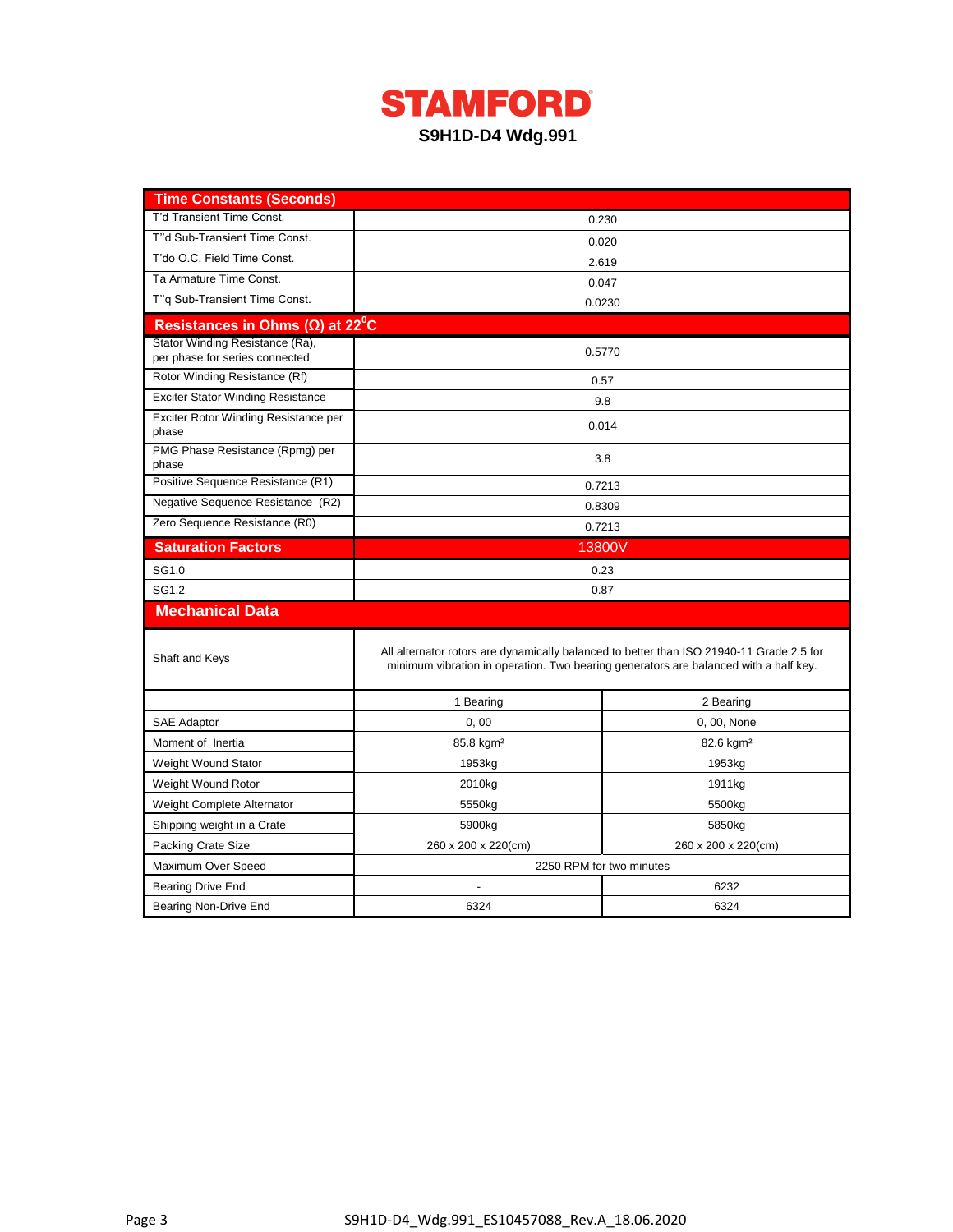# STAMFORD

**S9H1D-D4 Wdg.991**

| Time Constants (Seconds) | | |
|---|---|---|
| T'd Transient Time Const. | 0.230 | |
| T''d Sub-Transient Time Const. | 0.020 | |
| T'do O.C. Field Time Const. | 2.619 | |
| Ta Armature Time Const. | 0.047 | |
| T''q Sub-Transient Time Const. | 0.0230 | |
| **Resistances in Ohms (Ω) at 22°C** | | |
| Stator Winding Resistance (Ra), per phase for series connected | 0.5770 | |
| Rotor Winding Resistance (Rf) | 0.57 | |
| Exciter Stator Winding Resistance | 9.8 | |
| Exciter Rotor Winding Resistance per phase | 0.014 | |
| PMG Phase Resistance (Rpmg) per phase | 3.8 | |
| Positive Sequence Resistance (R1) | 0.7213 | |
| Negative Sequence Resistance (R2) | 0.8309 | |
| Zero Sequence Resistance (R0) | 0.7213 | |
| **Saturation Factors** | **13800V** | |
| SG1.0 | 0.23 | |
| SG1.2 | 0.87 | |
| **Mechanical Data** | | |
| Shaft and Keys | All alternator rotors are dynamically balanced to better than ISO 21940-11 Grade 2.5 for minimum vibration in operation. Two bearing generators are balanced with a half key. | |
| | 1 Bearing | 2 Bearing |
| SAE Adaptor | 0, 00 | 0, 00, None |
| Moment of Inertia | 85.8 kgm² | 82.6 kgm² |
| Weight Wound Stator | 1953kg | 1953kg |
| Weight Wound Rotor | 2010kg | 1911kg |
| Weight Complete Alternator | 5550kg | 5500kg |
| Shipping weight in a Crate | 5900kg | 5850kg |
| Packing Crate Size | 260 x 200 x 220(cm) | 260 x 200 x 220(cm) |
| Maximum Over Speed | 2250 RPM for two minutes | |
| Bearing Drive End | - | 6232 |
| Bearing Non-Drive End | 6324 | 6324 |

S9H1D-D4_Wdg.991_ES10457088_Rev.A_18.06.2020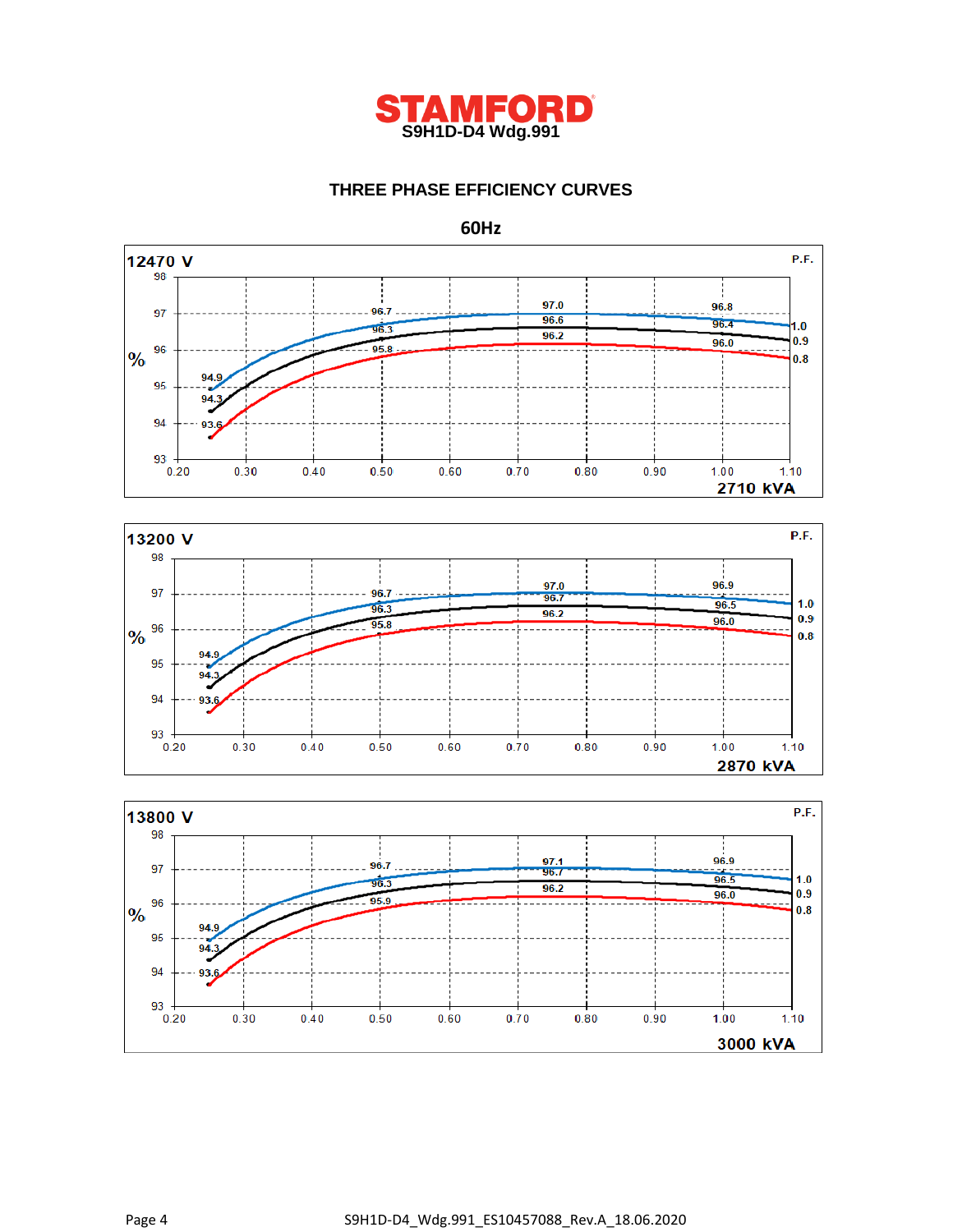# STAMFORD

**S9H1D-D4 Wdg.991**

## THREE PHASE EFFICIENCY CURVES

### 60Hz

**12470 V**

| P.F. | 0.25 | 0.50 | 0.75 | 1.00 |
|---|---|---|---|---|
| 1.0 | 94.9 | 96.7 | 97.0 | 96.8 |
| 0.9 | 94.3 | 96.3 | 96.6 | 96.4 |
| 0.8 | 93.6 | 95.8 | 96.2 | 96.0 |

2710 kVA

**13200 V**

| P.F. | 0.25 | 0.50 | 0.75 | 1.00 |
|---|---|---|---|---|
| 1.0 | 94.9 | 96.7 | 97.0 | 96.9 |
| 0.9 | 94.3 | 96.3 | 96.7 | 96.5 |
| 0.8 | 93.6 | 95.8 | 96.2 | 96.0 |

2870 kVA

**13800 V**

| P.F. | 0.25 | 0.50 | 0.75 | 1.00 |
|---|---|---|---|---|
| 1.0 | 94.9 | 96.7 | 97.1 | 96.9 |
| 0.9 | 94.3 | 96.3 | 96.7 | 96.5 |
| 0.8 | 93.6 | 95.9 | 96.2 | 96.0 |

3000 kVA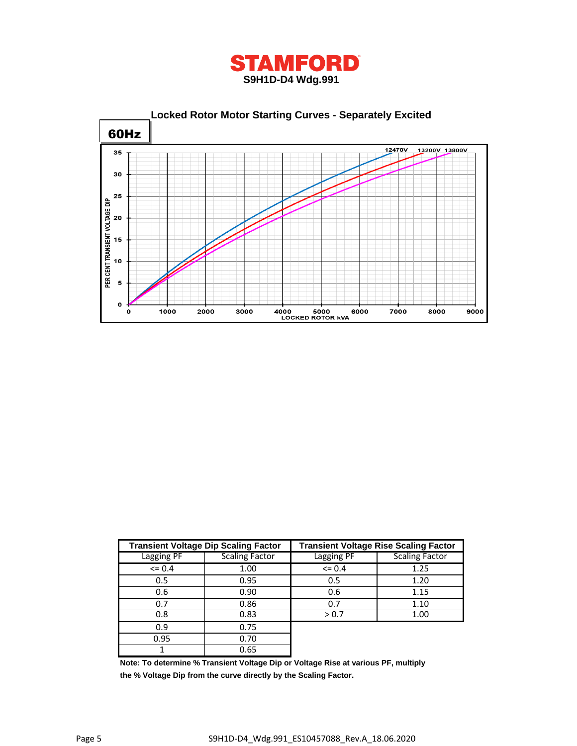# STAMFORD

**S9H1D-D4 Wdg.991**

## Locked Rotor Motor Starting Curves - Separately Excited

**60Hz**

PER CENT TRANSIENT VOLTAGE DIP

35, 30, 25, 20, 15, 10, 5, 0

12470V 13200V 13800V

0 1000 2000 3000 4000 5000 6000 7000 8000 9000

LOCKED ROTOR kVA

| Transient Voltage Dip Scaling Factor | | Transient Voltage Rise Scaling Factor | |
|---|---|---|---|
| Lagging PF | Scaling Factor | Lagging PF | Scaling Factor |
| <= 0.4 | 1.00 | <= 0.4 | 1.25 |
| 0.5 | 0.95 | 0.5 | 1.20 |
| 0.6 | 0.90 | 0.6 | 1.15 |
| 0.7 | 0.86 | 0.7 | 1.10 |
| 0.8 | 0.83 | > 0.7 | 1.00 |
| 0.9 | 0.75 | | |
| 0.95 | 0.70 | | |
| 1 | 0.65 | | |

**Note: To determine % Transient Voltage Dip or Voltage Rise at various PF, multiply the % Voltage Dip from the curve directly by the Scaling Factor.**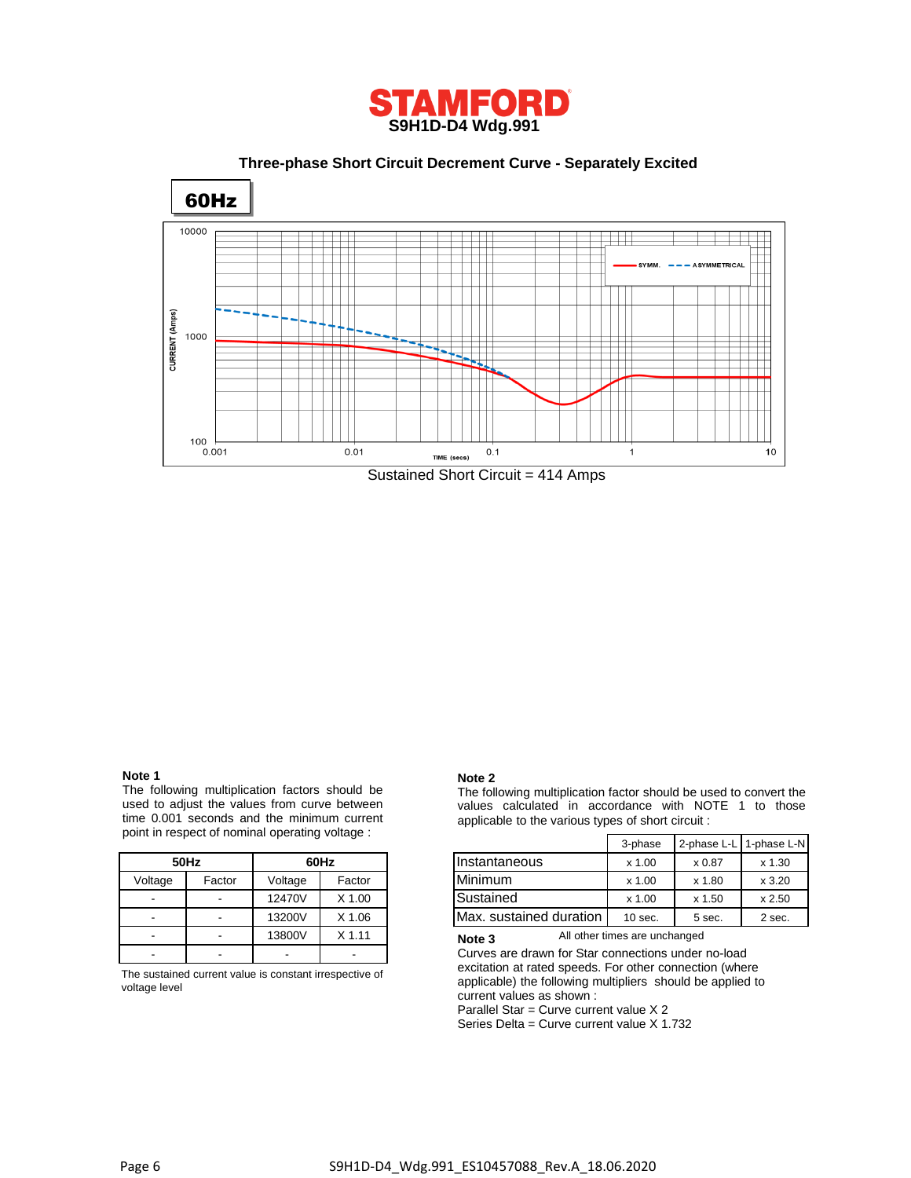# STAMFORD

**S9H1D-D4 Wdg.991**

## Three-phase Short Circuit Decrement Curve - Separately Excited

**60Hz**

Sustained Short Circuit = 414 Amps

**Note 1**

The following multiplication factors should be used to adjust the values from curve between time 0.001 seconds and the minimum current point in respect of nominal operating voltage :

| 50Hz | | 60Hz | |
|---|---|---|---|
| Voltage | Factor | Voltage | Factor |
| - | - | 12470V | X 1.00 |
| - | - | 13200V | X 1.06 |
| - | - | 13800V | X 1.11 |
| - | - | - | - |

The sustained current value is constant irrespective of voltage level

**Note 2**

The following multiplication factor should be used to convert the values calculated in accordance with NOTE 1 to those applicable to the various types of short circuit :

| | 3-phase | 2-phase L-L | 1-phase L-N |
|---|---|---|---|
| Instantaneous | x 1.00 | x 0.87 | x 1.30 |
| Minimum | x 1.00 | x 1.80 | x 3.20 |
| Sustained | x 1.00 | x 1.50 | x 2.50 |
| Max. sustained duration | 10 sec. | 5 sec. | 2 sec. |

All other times are unchanged

**Note 3**

Curves are drawn for Star connections under no-load excitation at rated speeds. For other connection (where applicable) the following multipliers should be applied to current values as shown :

Parallel Star = Curve current value X 2

Series Delta = Curve current value X 1.732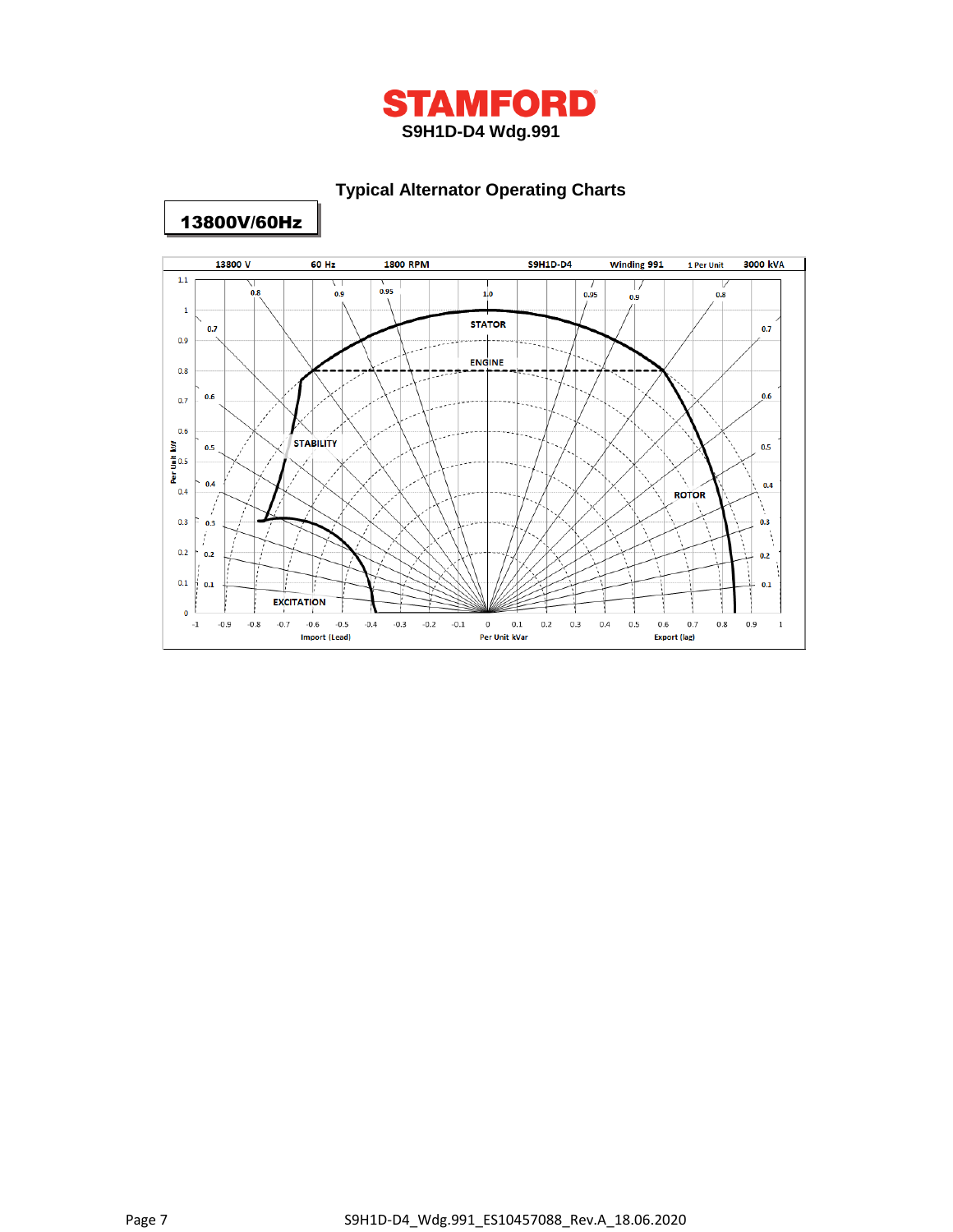# STAMFORD

**S9H1D-D4 Wdg.991**

## Typical Alternator Operating Charts

**13800V/60Hz**

13800 V | 60 Hz | 1800 RPM | S9H1D-D4 | Winding 991 | 1 Per Unit | 3000 kVA

STATOR

ENGINE

STABILITY

ROTOR

EXCITATION

Per Unit kW

Import (Lead) | Per Unit kVar | Export (lag)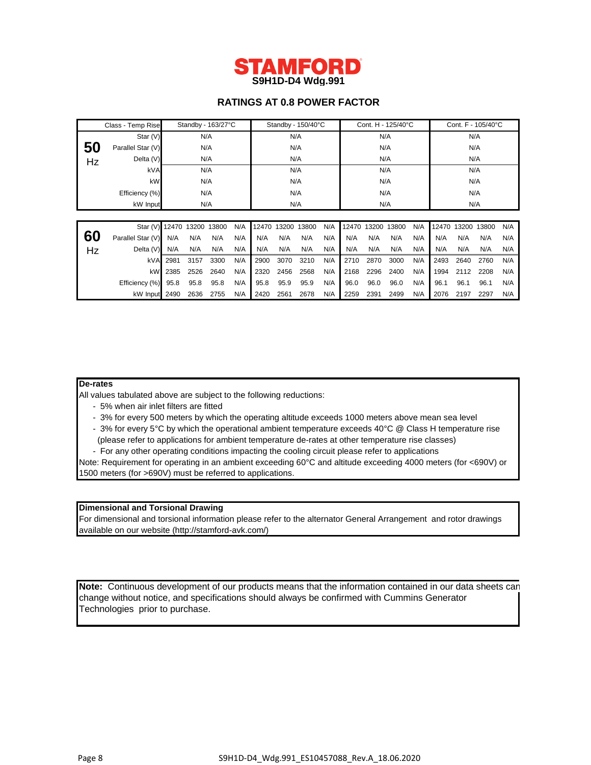# STAMFORD

**S9H1D-D4 Wdg.991**

## RATINGS AT 0.8 POWER FACTOR

| | Class - Temp Rise | Standby - 163/27°C | Standby - 150/40°C | Cont. H - 125/40°C | Cont. F - 105/40°C |
|---|---|---|---|---|---|
| **50** Hz | Star (V) | N/A | N/A | N/A | N/A |
| | Parallel Star (V) | N/A | N/A | N/A | N/A |
| | Delta (V) | N/A | N/A | N/A | N/A |
| | kVA | N/A | N/A | N/A | N/A |
| | kW | N/A | N/A | N/A | N/A |
| | Efficiency (%) | N/A | N/A | N/A | N/A |
| | kW Input | N/A | N/A | N/A | N/A |

| | | Standby - 163/27°C | | | | Standby - 150/40°C | | | | Cont. H - 125/40°C | | | | Cont. F - 105/40°C | | | |
|---|---|---|---|---|---|---|---|---|---|---|---|---|---|---|---|---|---|
| **60** Hz | Star (V) | 12470 | 13200 | 13800 | N/A | 12470 | 13200 | 13800 | N/A | 12470 | 13200 | 13800 | N/A | 12470 | 13200 | 13800 | N/A |
| | Parallel Star (V) | N/A | N/A | N/A | N/A | N/A | N/A | N/A | N/A | N/A | N/A | N/A | N/A | N/A | N/A | N/A | N/A |
| | Delta (V) | N/A | N/A | N/A | N/A | N/A | N/A | N/A | N/A | N/A | N/A | N/A | N/A | N/A | N/A | N/A | N/A |
| | kVA | 2981 | 3157 | 3300 | N/A | 2900 | 3070 | 3210 | N/A | 2710 | 2870 | 3000 | N/A | 2493 | 2640 | 2760 | N/A |
| | kW | 2385 | 2526 | 2640 | N/A | 2320 | 2456 | 2568 | N/A | 2168 | 2296 | 2400 | N/A | 1994 | 2112 | 2208 | N/A |
| | Efficiency (%) | 95.8 | 95.8 | 95.8 | N/A | 95.8 | 95.9 | 95.9 | N/A | 96.0 | 96.0 | 96.0 | N/A | 96.1 | 96.1 | 96.1 | N/A |
| | kW Input | 2490 | 2636 | 2755 | N/A | 2420 | 2561 | 2678 | N/A | 2259 | 2391 | 2499 | N/A | 2076 | 2197 | 2297 | N/A |

**De-rates**

All values tabulated above are subject to the following reductions:

- 5% when air inlet filters are fitted
- 3% for every 500 meters by which the operating altitude exceeds 1000 meters above mean sea level
- 3% for every 5°C by which the operational ambient temperature exceeds 40°C @ Class H temperature rise (please refer to applications for ambient temperature de-rates at other temperature rise classes)
- For any other operating conditions impacting the cooling circuit please refer to applications

Note: Requirement for operating in an ambient exceeding 60°C and altitude exceeding 4000 meters (for <690V) or 1500 meters (for >690V) must be referred to applications.

**Dimensional and Torsional Drawing**

For dimensional and torsional information please refer to the alternator General Arrangement and rotor drawings available on our website (http://stamford-avk.com/)

**Note:** Continuous development of our products means that the information contained in our data sheets can change without notice, and specifications should always be confirmed with Cummins Generator Technologies prior to purchase.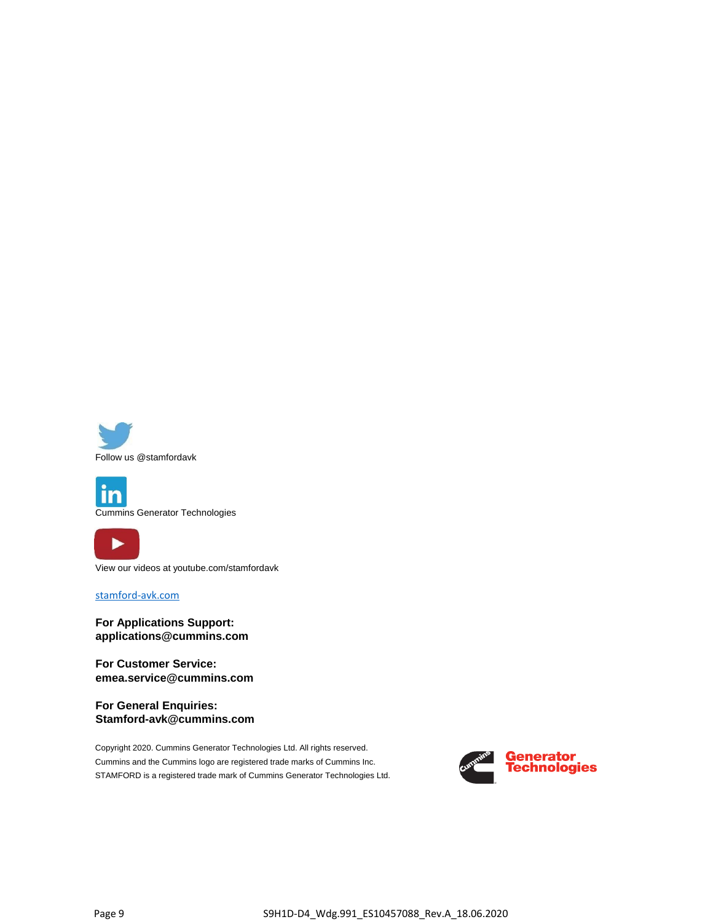Follow us @stamfordavk

Cummins Generator Technologies

View our videos at youtube.com/stamfordavk

stamford-avk.com

**For Applications Support:**
**applications@cummins.com**

**For Customer Service:**
**emea.service@cummins.com**

**For General Enquiries:**
**Stamford-avk@cummins.com**

Copyright 2020. Cummins Generator Technologies Ltd. All rights reserved.
Cummins and the Cummins logo are registered trade marks of Cummins Inc.
STAMFORD is a registered trade mark of Cummins Generator Technologies Ltd.

Generator Technologies